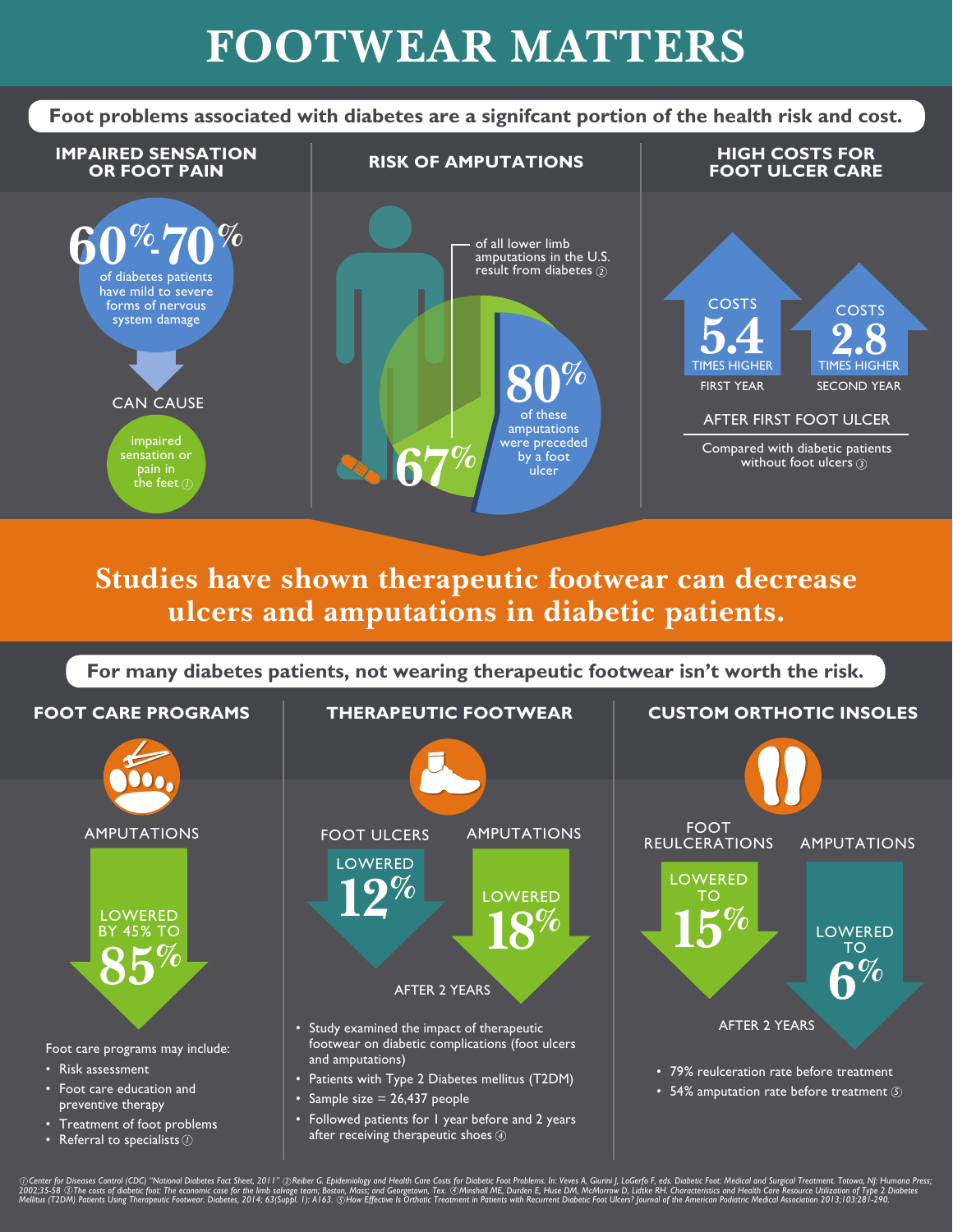# FOOTWEAR MATTERS

**Foot problems associated with diabetes are a signifcant portion of the health risk and cost.**

## IMPAIRED SENSATION OR FOOT PAIN

**60%-70%** of diabetes patients have mild to severe forms of nervous system damage

CAN CAUSE

impaired sensation or pain in the feet ①

## RISK OF AMPUTATIONS

**67%** of all lower limb amputations in the U.S. result from diabetes ②

**80%** of these amputations were preceded by a foot ulcer

## HIGH COSTS FOR FOOT ULCER CARE

COSTS **5.4** TIMES HIGHER — FIRST YEAR

COSTS **2.8** TIMES HIGHER — SECOND YEAR

AFTER FIRST FOOT ULCER

Compared with diabetic patients without foot ulcers ③

**Studies have shown therapeutic footwear can decrease ulcers and amputations in diabetic patients.**

**For many diabetes patients, not wearing therapeutic footwear isn't worth the risk.**

## FOOT CARE PROGRAMS

AMPUTATIONS

LOWERED BY 45% TO **85%**

Foot care programs may include:

- Risk assessment
- Foot care education and preventive therapy
- Treatment of foot problems
- Referral to specialists ①

## THERAPEUTIC FOOTWEAR

FOOT ULCERS — LOWERED **12%**

AMPUTATIONS — LOWERED **18%**

AFTER 2 YEARS

- Study examined the impact of therapeutic footwear on diabetic complications (foot ulcers and amputations)
- Patients with Type 2 Diabetes mellitus (T2DM)
- Sample size = 26,437 people
- Followed patients for 1 year before and 2 years after receiving therapeutic shoes ④

## CUSTOM ORTHOTIC INSOLES

FOOT REULCERATIONS — LOWERED TO **15%**

AMPUTATIONS — LOWERED TO **6%**

AFTER 2 YEARS

- 79% reulceration rate before treatment
- 54% amputation rate before treatment ⑤

*① Center for Diseases Control (CDC) "National Diabetes Fact Sheet, 2011" ② Reiber G. Epidemiology and Health Care Costs for Diabetic Foot Problems. In: Veves A, Giurini J, LoGerfo F, eds. Diabetic Foot: Medical and Surgical Treatment. Totowa, NJ: Humana Press; 2002;35-58 ③ The costs of diabetic foot: The economic case for the limb salvage team; Boston, Mass; and Georgetown, Tex. ④ Minshall ME, Durden E, Huse DM, McMorrow D, Lidtke RH. Characteristics and Health Care Resource Utilization of Type 2 Diabetes Mellitus (T2DM) Patients Using Therapeutic Footwear. Diabetes, 2014; 63(Suppl. 1): A163. ⑤ How Effective Is Orthotic Treatment in Patients with Recurrent Diabetic Foot Ulcers? Journal of the American Podiatric Medical Association 2013;103:281-290.*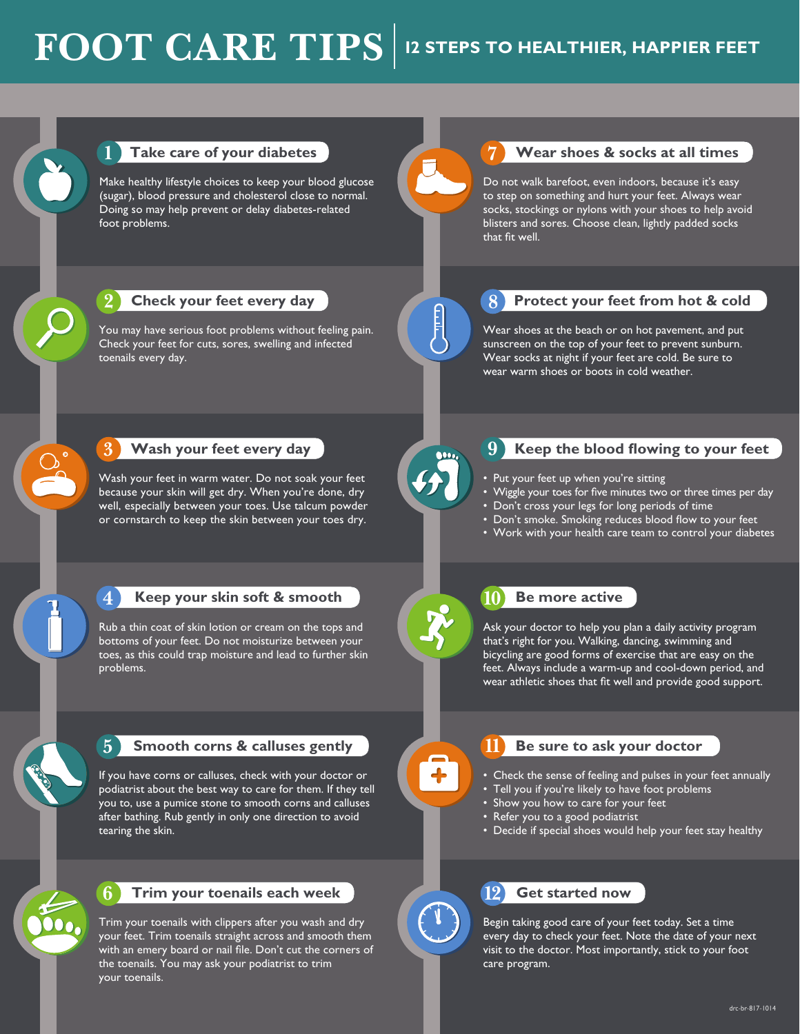# FOOT CARE TIPS

## 12 STEPS TO HEALTHIER, HAPPIER FEET

### 1 Take care of your diabetes

Make healthy lifestyle choices to keep your blood glucose (sugar), blood pressure and cholesterol close to normal. Doing so may help prevent or delay diabetes-related foot problems.

### 2 Check your feet every day

You may have serious foot problems without feeling pain. Check your feet for cuts, sores, swelling and infected toenails every day.

### 3 Wash your feet every day

Wash your feet in warm water. Do not soak your feet because your skin will get dry. When you're done, dry well, especially between your toes. Use talcum powder or cornstarch to keep the skin between your toes dry.

### 4 Keep your skin soft & smooth

Rub a thin coat of skin lotion or cream on the tops and bottoms of your feet. Do not moisturize between your toes, as this could trap moisture and lead to further skin problems.

### 5 Smooth corns & calluses gently

If you have corns or calluses, check with your doctor or podiatrist about the best way to care for them. If they tell you to, use a pumice stone to smooth corns and calluses after bathing. Rub gently in only one direction to avoid tearing the skin.

### 6 Trim your toenails each week

Trim your toenails with clippers after you wash and dry your feet. Trim toenails straight across and smooth them with an emery board or nail file. Don't cut the corners of the toenails. You may ask your podiatrist to trim your toenails.

### 7 Wear shoes & socks at all times

Do not walk barefoot, even indoors, because it's easy to step on something and hurt your feet. Always wear socks, stockings or nylons with your shoes to help avoid blisters and sores. Choose clean, lightly padded socks that fit well.

### 8 Protect your feet from hot & cold

Wear shoes at the beach or on hot pavement, and put sunscreen on the top of your feet to prevent sunburn. Wear socks at night if your feet are cold. Be sure to wear warm shoes or boots in cold weather.

### 9 Keep the blood flowing to your feet

- Put your feet up when you're sitting
- Wiggle your toes for five minutes two or three times per day
- Don't cross your legs for long periods of time
- Don't smoke. Smoking reduces blood flow to your feet
- Work with your health care team to control your diabetes

### 10 Be more active

Ask your doctor to help you plan a daily activity program that's right for you. Walking, dancing, swimming and bicycling are good forms of exercise that are easy on the feet. Always include a warm-up and cool-down period, and wear athletic shoes that fit well and provide good support.

### 11 Be sure to ask your doctor

- Check the sense of feeling and pulses in your feet annually
- Tell you if you're likely to have foot problems
- Show you how to care for your feet
- Refer you to a good podiatrist
- Decide if special shoes would help your feet stay healthy

### 12 Get started now

Begin taking good care of your feet today. Set a time every day to check your feet. Note the date of your next visit to the doctor. Most importantly, stick to your foot care program.

drc-br-817-1014